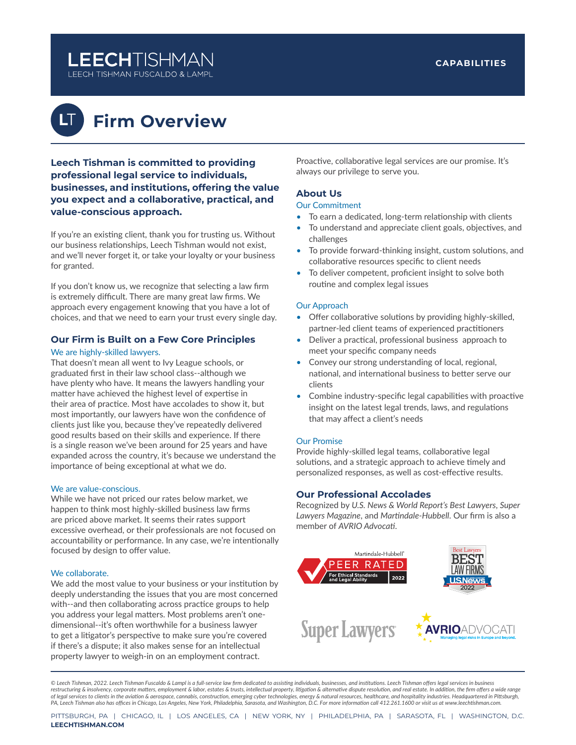# LEECHTISHMAN

LEECH TISHMAN FUSCALDO & LAMPL

**CAPABILITIES**

# Firm Overview

**Leech Tishman is committed to providing professional legal service to individuals, businesses, and institutions, offering the value you expect and a collaborative, practical, and value-conscious approach.**

If you're an existing client, thank you for trusting us. Without our business relationships, Leech Tishman would not exist, and we'll never forget it, or take your loyalty or your business for granted.

If you don't know us, we recognize that selecting a law firm is extremely difficult. There are many great law firms. We approach every engagement knowing that you have a lot of choices, and that we need to earn your trust every single day.

## Our Firm is Built on a Few Core Principles

### We are highly-skilled lawyers.

That doesn't mean all went to Ivy League schools, or graduated first in their law school class--although we have plenty who have. It means the lawyers handling your matter have achieved the highest level of expertise in their area of practice. Most have accolades to show it, but most importantly, our lawyers have won the confidence of clients just like you, because they've repeatedly delivered good results based on their skills and experience. If there is a single reason we've been around for 25 years and have expanded across the country, it's because we understand the importance of being exceptional at what we do.

### We are value-conscious.

While we have not priced our rates below market, we happen to think most highly-skilled business law firms are priced above market. It seems their rates support excessive overhead, or their professionals are not focused on accountability or performance. In any case, we're intentionally focused by design to offer value.

### We collaborate.

We add the most value to your business or your institution by deeply understanding the issues that you are most concerned with--and then collaborating across practice groups to help you address your legal matters. Most problems aren't one-dimensional--it's often worthwhile for a business lawyer to get a litigator's perspective to make sure you're covered if there's a dispute; it also makes sense for an intellectual property lawyer to weigh-in on an employment contract.

Proactive, collaborative legal services are our promise. It's always our privilege to serve you.

## About Us

### Our Commitment

- To earn a dedicated, long-term relationship with clients
- To understand and appreciate client goals, objectives, and challenges
- To provide forward-thinking insight, custom solutions, and collaborative resources specific to client needs
- To deliver competent, proficient insight to solve both routine and complex legal issues

### Our Approach

- Offer collaborative solutions by providing highly-skilled, partner-led client teams of experienced practitioners
- Deliver a practical, professional business approach to meet your specific company needs
- Convey our strong understanding of local, regional, national, and international business to better serve our clients
- Combine industry-specific legal capabilities with proactive insight on the latest legal trends, laws, and regulations that may affect a client's needs

### Our Promise

Provide highly-skilled legal teams, collaborative legal solutions, and a strategic approach to achieve timely and personalized responses, as well as cost-effective results.

## Our Professional Accolades

Recognized by *U.S. News & World Report's Best Lawyers*, *Super Lawyers Magazine*, and *Martindale-Hubbell*. Our firm is also a member of *AVRIO Advocati*.

Martindale-Hubbell® PEER RATED For Ethical Standards and Legal Ability 2022

Best Lawyers BEST LAW FIRMS U.S. News 2022

Super Lawyers

AVRIO ADVOCATI Managing legal risks in Europe and beyond.

*© Leech Tishman, 2022. Leech Tishman Fuscaldo & Lampl is a full-service law firm dedicated to assisting individuals, businesses, and institutions. Leech Tishman offers legal services in business restructuring & insolvency, corporate matters, employment & labor, estates & trusts, intellectual property, litigation & alternative dispute resolution, and real estate. In addition, the firm offers a wide range of legal services to clients in the aviation & aerospace, cannabis, construction, emerging cyber technologies, energy & natural resources, healthcare, and hospitality industries. Headquartered in Pittsburgh, PA, Leech Tishman also has offices in Chicago, Los Angeles, New York, Philadelphia, Sarasota, and Washington, D.C. For more information call 412.261.1600 or visit us at www.leechtishman.com.*

PITTSBURGH, PA | CHICAGO, IL | LOS ANGELES, CA | NEW YORK, NY | PHILADELPHIA, PA | SARASOTA, FL | WASHINGTON, D.C.

**LEECHTISHMAN.COM**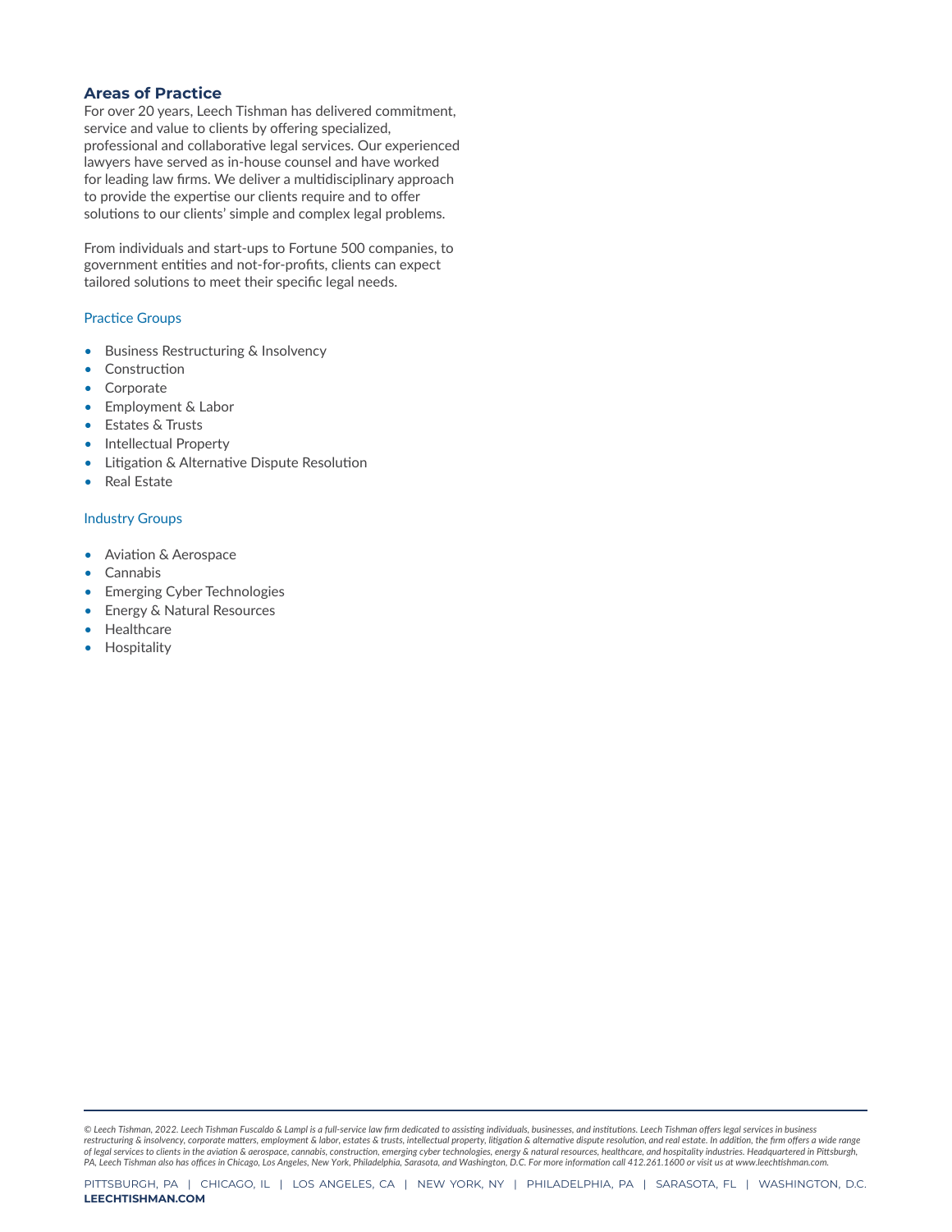## Areas of Practice

For over 20 years, Leech Tishman has delivered commitment, service and value to clients by offering specialized, professional and collaborative legal services. Our experienced lawyers have served as in-house counsel and have worked for leading law firms. We deliver a multidisciplinary approach to provide the expertise our clients require and to offer solutions to our clients' simple and complex legal problems.

From individuals and start-ups to Fortune 500 companies, to government entities and not-for-profits, clients can expect tailored solutions to meet their specific legal needs.

### Practice Groups

- Business Restructuring & Insolvency
- Construction
- Corporate
- Employment & Labor
- Estates & Trusts
- Intellectual Property
- Litigation & Alternative Dispute Resolution
- Real Estate

### Industry Groups

- Aviation & Aerospace
- Cannabis
- Emerging Cyber Technologies
- Energy & Natural Resources
- Healthcare
- Hospitality

---

*© Leech Tishman, 2022. Leech Tishman Fuscaldo & Lampl is a full-service law firm dedicated to assisting individuals, businesses, and institutions. Leech Tishman offers legal services in business restructuring & insolvency, corporate matters, employment & labor, estates & trusts, intellectual property, litigation & alternative dispute resolution, and real estate. In addition, the firm offers a wide range of legal services to clients in the aviation & aerospace, cannabis, construction, emerging cyber technologies, energy & natural resources, healthcare, and hospitality industries. Headquartered in Pittsburgh, PA, Leech Tishman also has offices in Chicago, Los Angeles, New York, Philadelphia, Sarasota, and Washington, D.C. For more information call 412.261.1600 or visit us at www.leechtishman.com.*

PITTSBURGH, PA | CHICAGO, IL | LOS ANGELES, CA | NEW YORK, NY | PHILADELPHIA, PA | SARASOTA, FL | WASHINGTON, D.C.

**LEECHTISHMAN.COM**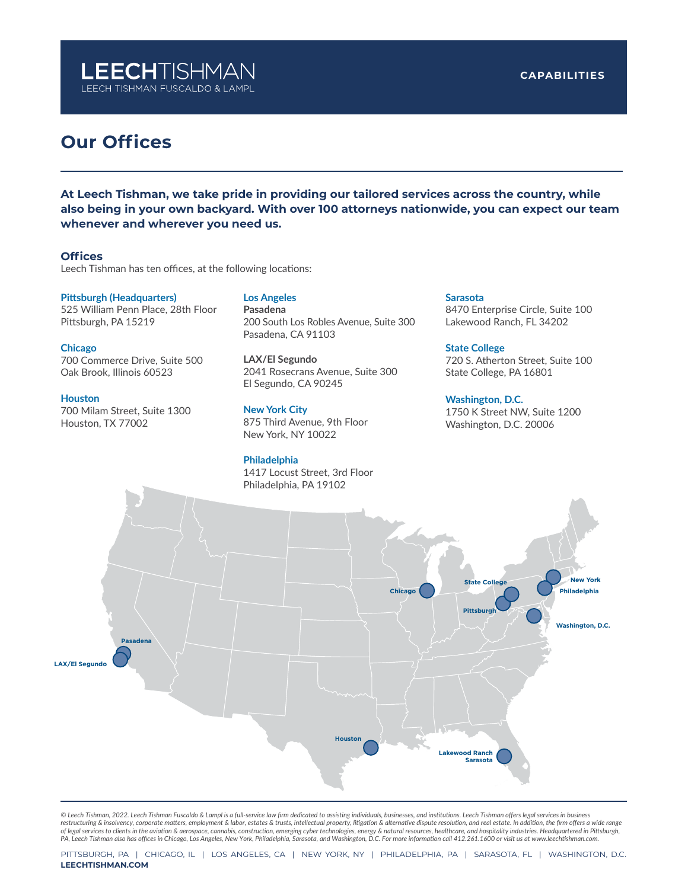**LEECHTISHMAN**
LEECH TISHMAN FUSCALDO & LAMPL

**CAPABILITIES**

# Our Offices

**At Leech Tishman, we take pride in providing our tailored services across the country, while also being in your own backyard. With over 100 attorneys nationwide, you can expect our team whenever and wherever you need us.**

### Offices

Leech Tishman has ten offices, at the following locations:

**Pittsburgh (Headquarters)**
525 William Penn Place, 28th Floor
Pittsburgh, PA 15219

**Chicago**
700 Commerce Drive, Suite 500
Oak Brook, Illinois 60523

**Houston**
700 Milam Street, Suite 1300
Houston, TX 77002

**Los Angeles**

**Pasadena**
200 South Los Robles Avenue, Suite 300
Pasadena, CA 91103

**LAX/El Segundo**
2041 Rosecrans Avenue, Suite 300
El Segundo, CA 90245

**New York City**
875 Third Avenue, 9th Floor
New York, NY 10022

**Philadelphia**
1417 Locust Street, 3rd Floor
Philadelphia, PA 19102

**Sarasota**
8470 Enterprise Circle, Suite 100
Lakewood Ranch, FL 34202

**State College**
720 S. Atherton Street, Suite 100
State College, PA 16801

**Washington, D.C.**
1750 K Street NW, Suite 1200
Washington, D.C. 20006

Pasadena
LAX/El Segundo
Houston
Chicago
State College
Pittsburgh
New York
Philadelphia
Washington, D.C.
Lakewood Ranch
Sarasota

*© Leech Tishman, 2022. Leech Tishman Fuscaldo & Lampl is a full-service law firm dedicated to assisting individuals, businesses, and institutions. Leech Tishman offers legal services in business restructuring & insolvency, corporate matters, employment & labor, estates & trusts, intellectual property, litigation & alternative dispute resolution, and real estate. In addition, the firm offers a wide range of legal services to clients in the aviation & aerospace, cannabis, construction, emerging cyber technologies, energy & natural resources, healthcare, and hospitality industries. Headquartered in Pittsburgh, PA, Leech Tishman also has offices in Chicago, Los Angeles, New York, Philadelphia, Sarasota, and Washington, D.C. For more information call 412.261.1600 or visit us at www.leechtishman.com.*

PITTSBURGH, PA | CHICAGO, IL | LOS ANGELES, CA | NEW YORK, NY | PHILADELPHIA, PA | SARASOTA, FL | WASHINGTON, D.C.
**LEECHTISHMAN.COM**